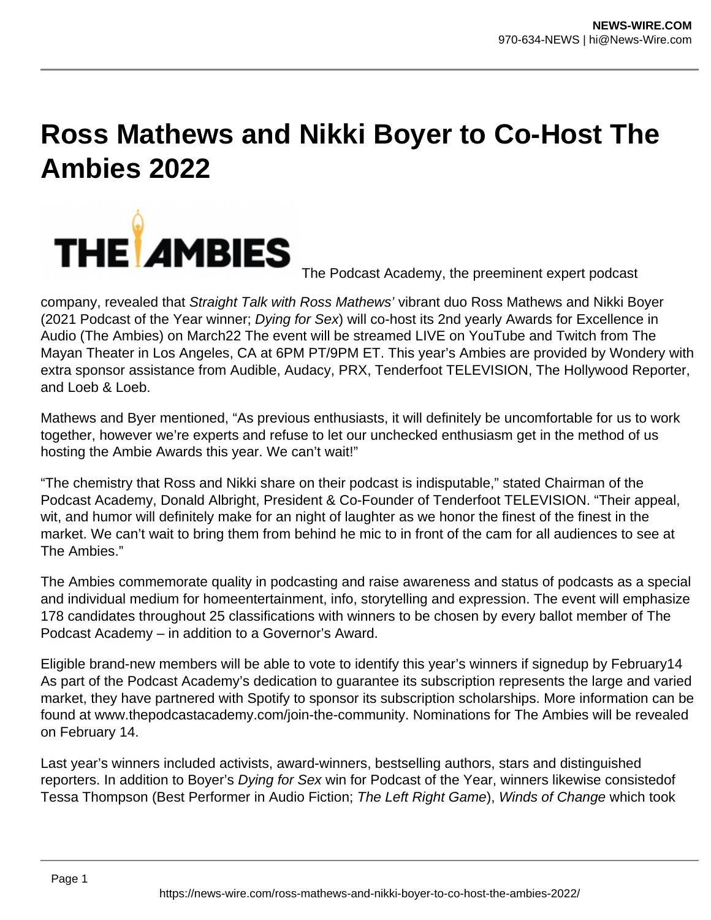# Ross Mathews and Nikki Boyer to Co-Host The Ambies 2022

THE AMBIES

The Podcast Academy, the preeminent expert podcast company, revealed that *Straight Talk with Ross Mathews'* vibrant duo Ross Mathews and Nikki Boyer (2021 Podcast of the Year winner; *Dying for Sex*) will co-host its 2nd yearly Awards for Excellence in Audio (The Ambies) on March22 The event will be streamed LIVE on YouTube and Twitch from The Mayan Theater in Los Angeles, CA at 6PM PT/9PM ET. This year's Ambies are provided by Wondery with extra sponsor assistance from Audible, Audacy, PRX, Tenderfoot TELEVISION, The Hollywood Reporter, and Loeb & Loeb.

Mathews and Byer mentioned, "As previous enthusiasts, it will definitely be uncomfortable for us to work together, however we're experts and refuse to let our unchecked enthusiasm get in the method of us hosting the Ambie Awards this year. We can't wait!"

"The chemistry that Ross and Nikki share on their podcast is indisputable," stated Chairman of the Podcast Academy, Donald Albright, President & Co-Founder of Tenderfoot TELEVISION. "Their appeal, wit, and humor will definitely make for an night of laughter as we honor the finest of the finest in the market. We can't wait to bring them from behind he mic to in front of the cam for all audiences to see at The Ambies."

The Ambies commemorate quality in podcasting and raise awareness and status of podcasts as a special and individual medium for homeentertainment, info, storytelling and expression. The event will emphasize 178 candidates throughout 25 classifications with winners to be chosen by every ballot member of The Podcast Academy – in addition to a Governor's Award.

Eligible brand-new members will be able to vote to identify this year's winners if signedup by February14 As part of the Podcast Academy's dedication to guarantee its subscription represents the large and varied market, they have partnered with Spotify to sponsor its subscription scholarships. More information can be found at www.thepodcastacademy.com/join-the-community. Nominations for The Ambies will be revealed on February 14.

Last year's winners included activists, award-winners, bestselling authors, stars and distinguished reporters. In addition to Boyer's *Dying for Sex* win for Podcast of the Year, winners likewise consistedof Tessa Thompson (Best Performer in Audio Fiction; *The Left Right Game*), *Winds of Change* which took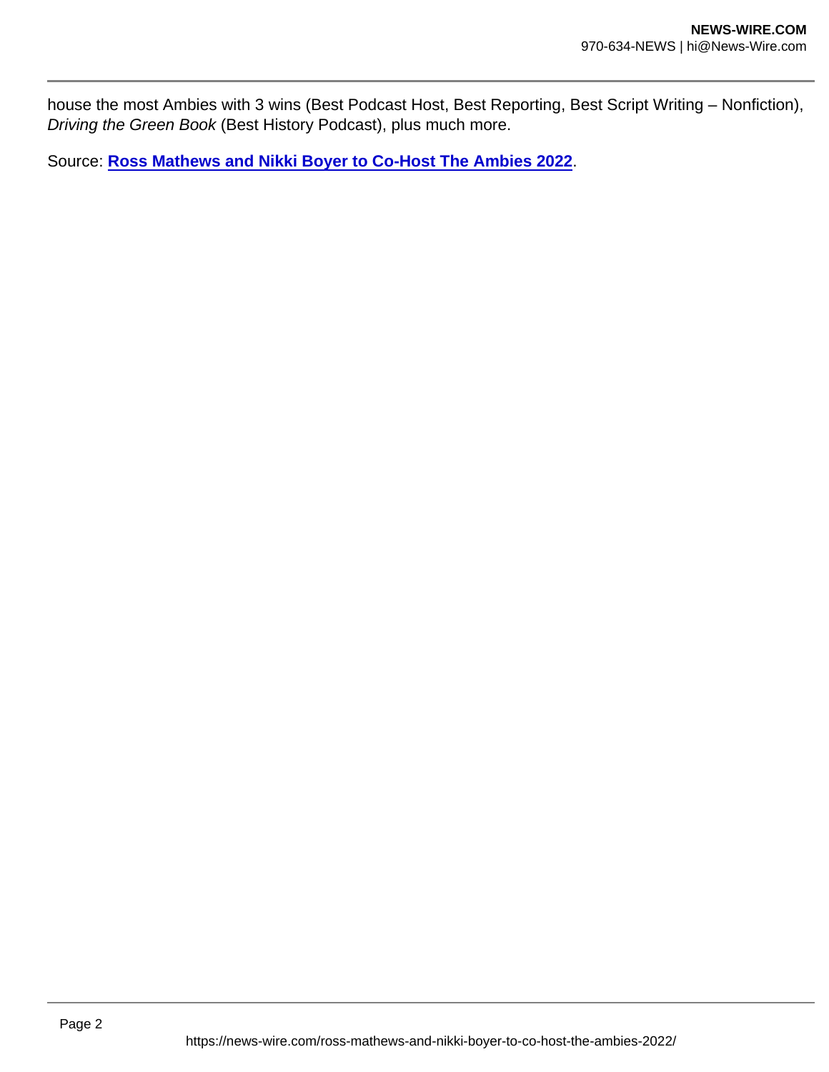house the most Ambies with 3 wins (Best Podcast Host, Best Reporting, Best Script Writing – Nonfiction), *Driving the Green Book* (Best History Podcast), plus much more.

Source: **[Ross Mathews and Nikki Boyer to Co-Host The Ambies 2022](https://news-wire.com/ross-mathews-and-nikki-boyer-to-co-host-the-ambies-2022/)**.